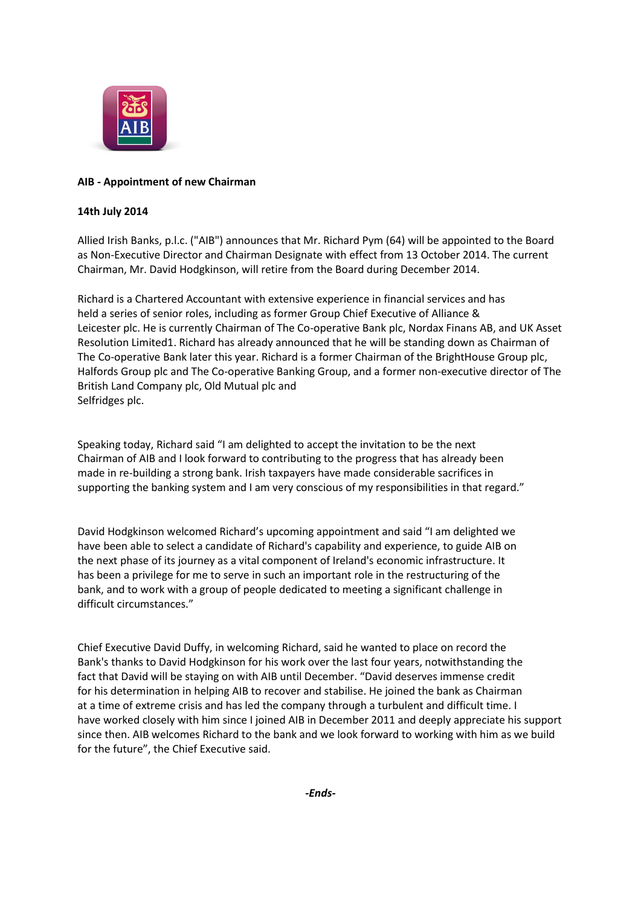**AIB - Appointment of new Chairman**

**14th July 2014**

Allied Irish Banks, p.l.c. ("AIB") announces that Mr. Richard Pym (64) will be appointed to the Board as Non-Executive Director and Chairman Designate with effect from 13 October 2014. The current Chairman, Mr. David Hodgkinson, will retire from the Board during December 2014.

Richard is a Chartered Accountant with extensive experience in financial services and has held a series of senior roles, including as former Group Chief Executive of Alliance & Leicester plc. He is currently Chairman of The Co-operative Bank plc, Nordax Finans AB, and UK Asset Resolution Limited[1]. Richard has already announced that he will be standing down as Chairman of The Co-operative Bank later this year. Richard is a former Chairman of the BrightHouse Group plc, Halfords Group plc and The Co-operative Banking Group, and a former non-executive director of The British Land Company plc, Old Mutual plc and Selfridges plc.

Speaking today, Richard said "I am delighted to accept the invitation to be the next Chairman of AIB and I look forward to contributing to the progress that has already been made in re-building a strong bank. Irish taxpayers have made considerable sacrifices in supporting the banking system and I am very conscious of my responsibilities in that regard."

David Hodgkinson welcomed Richard's upcoming appointment and said "I am delighted we have been able to select a candidate of Richard's capability and experience, to guide AIB on the next phase of its journey as a vital component of Ireland's economic infrastructure. It has been a privilege for me to serve in such an important role in the restructuring of the bank, and to work with a group of people dedicated to meeting a significant challenge in difficult circumstances."

Chief Executive David Duffy, in welcoming Richard, said he wanted to place on record the Bank's thanks to David Hodgkinson for his work over the last four years, notwithstanding the fact that David will be staying on with AIB until December. "David deserves immense credit for his determination in helping AIB to recover and stabilise. He joined the bank as Chairman at a time of extreme crisis and has led the company through a turbulent and difficult time. I have worked closely with him since I joined AIB in December 2011 and deeply appreciate his support since then. AIB welcomes Richard to the bank and we look forward to working with him as we build for the future", the Chief Executive said.

***-Ends-***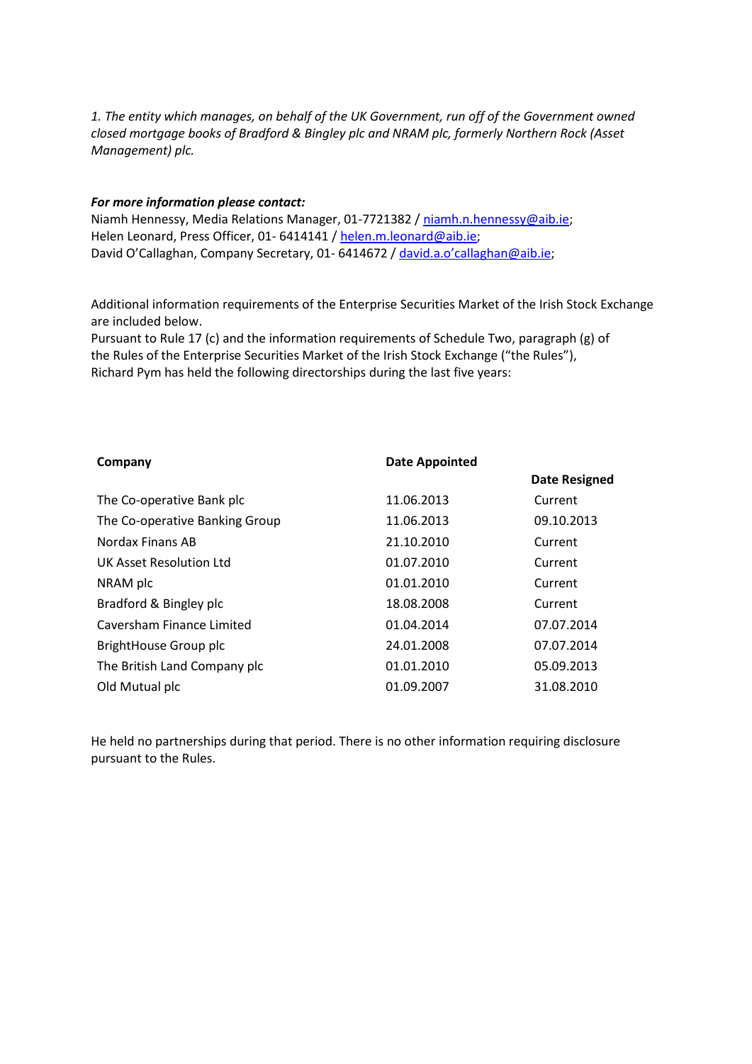*1. The entity which manages, on behalf of the UK Government, run off of the Government owned closed mortgage books of Bradford & Bingley plc and NRAM plc, formerly Northern Rock (Asset Management) plc.*

***For more information please contact:***

Niamh Hennessy, Media Relations Manager, 01-7721382 / niamh.n.hennessy@aib.ie;
Helen Leonard, Press Officer, 01- 6414141 / helen.m.leonard@aib.ie;
David O'Callaghan, Company Secretary, 01- 6414672 / david.a.o'callaghan@aib.ie;

Additional information requirements of the Enterprise Securities Market of the Irish Stock Exchange are included below.
Pursuant to Rule 17 (c) and the information requirements of Schedule Two, paragraph (g) of the Rules of the Enterprise Securities Market of the Irish Stock Exchange ("the Rules"), Richard Pym has held the following directorships during the last five years:

| Company | Date Appointed | Date Resigned |
|---|---|---|
| The Co-operative Bank plc | 11.06.2013 | Current |
| The Co-operative Banking Group | 11.06.2013 | 09.10.2013 |
| Nordax Finans AB | 21.10.2010 | Current |
| UK Asset Resolution Ltd | 01.07.2010 | Current |
| NRAM plc | 01.01.2010 | Current |
| Bradford & Bingley plc | 18.08.2008 | Current |
| Caversham Finance Limited | 01.04.2014 | 07.07.2014 |
| BrightHouse Group plc | 24.01.2008 | 07.07.2014 |
| The British Land Company plc | 01.01.2010 | 05.09.2013 |
| Old Mutual plc | 01.09.2007 | 31.08.2010 |

He held no partnerships during that period. There is no other information requiring disclosure pursuant to the Rules.